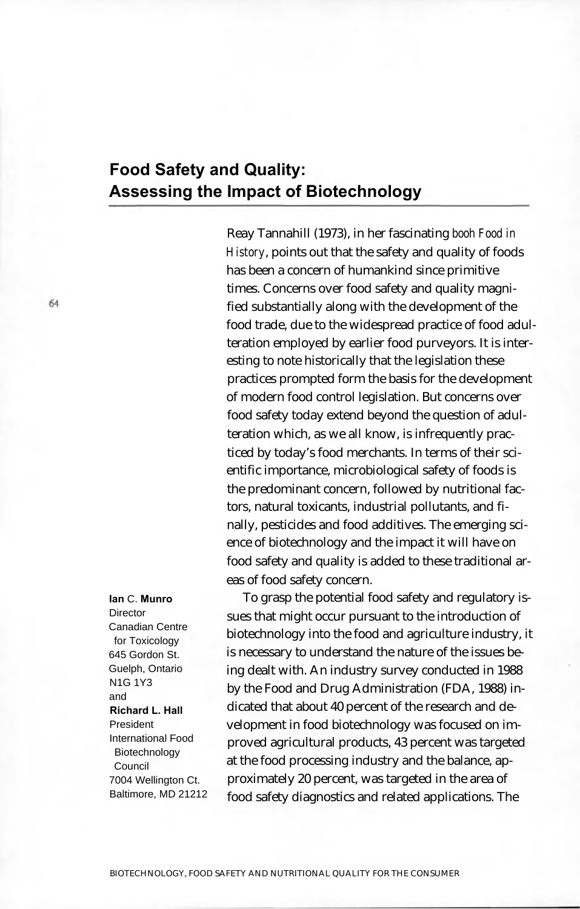# Food Safety and Quality: Assessing the Impact of Biotechnology

**Ian** C. **Munro**
Director
Canadian Centre for Toxicology
645 Gordon St.
Guelph, Ontario
N1G 1Y3
and
**Richard L. Hall**
President
International Food Biotechnology Council
7004 Wellington Ct.
Baltimore, MD 21212

Reay Tannahill (1973), in her fascinating booh *Food in History*, points out that the safety and quality of foods has been a concern of humankind since primitive times. Concerns over food safety and quality magnified substantially along with the development of the food trade, due to the widespread practice of food adulteration employed by earlier food purveyors. It is interesting to note historically that the legislation these practices prompted form the basis for the development of modern food control legislation. But concerns over food safety today extend beyond the question of adulteration which, as we all know, is infrequently practiced by today's food merchants. In terms of their scientific importance, microbiological safety of foods is the predominant concern, followed by nutritional factors, natural toxicants, industrial pollutants, and finally, pesticides and food additives. The emerging science of biotechnology and the impact it will have on food safety and quality is added to these traditional areas of food safety concern.

To grasp the potential food safety and regulatory issues that might occur pursuant to the introduction of biotechnology into the food and agriculture industry, it is necessary to understand the nature of the issues being dealt with. An industry survey conducted in 1988 by the Food and Drug Administration (FDA, 1988) indicated that about 40 percent of the research and development in food biotechnology was focused on improved agricultural products, 43 percent was targeted at the food processing industry and the balance, approximately 20 percent, was targeted in the area of food safety diagnostics and related applications. The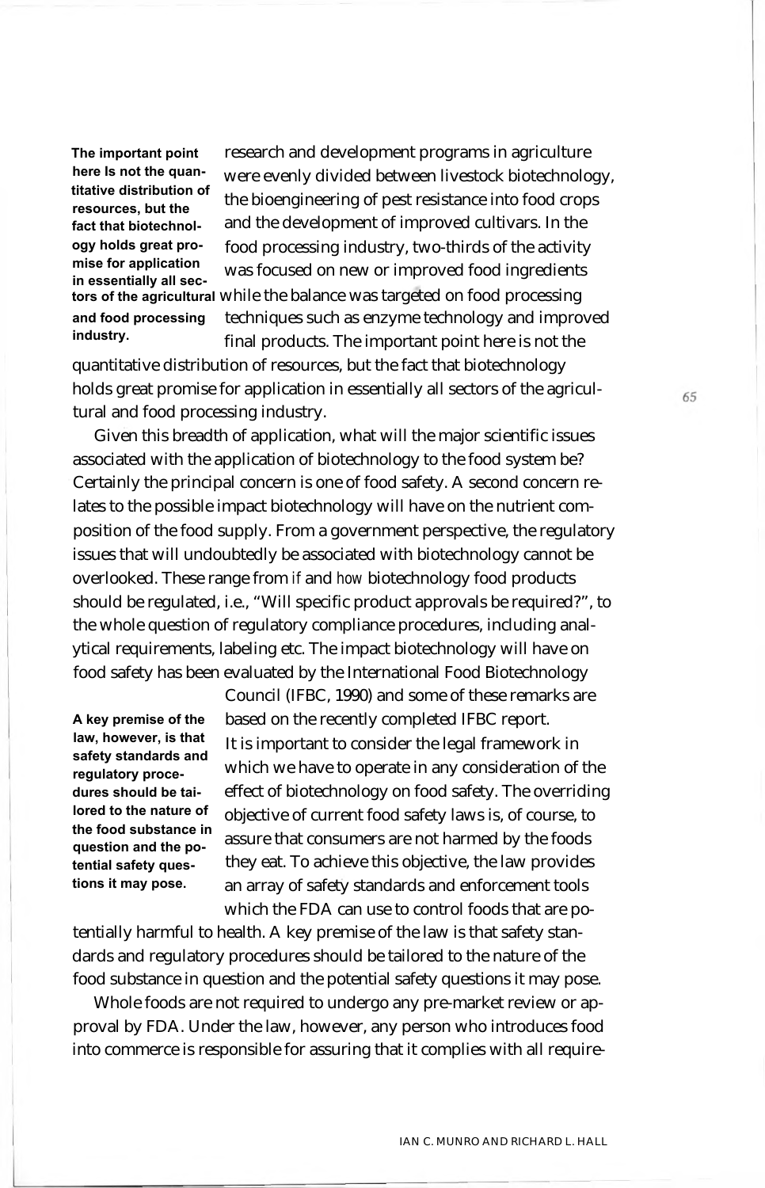research and development programs in agriculture were evenly divided between livestock biotechnology, the bioengineering of pest resistance into food crops and the development of improved cultivars. In the food processing industry, two-thirds of the activity was focused on new or improved food ingredients while the balance was targeted on food processing techniques such as enzyme technology and improved final products. The important point here is not the quantitative distribution of resources, but the fact that biotechnology holds great promise for application in essentially all sectors of the agricultural and food processing industry.

Given this breadth of application, what will the major scientific issues associated with the application of biotechnology to the food system be? Certainly the principal concern is one of food safety. A second concern relates to the possible impact biotechnology will have on the nutrient composition of the food supply. From a government perspective, the regulatory issues that will undoubtedly be associated with biotechnology cannot be overlooked. These range from *if* and *how* biotechnology food products should be regulated, i.e., "Will specific product approvals be required?", to the whole question of regulatory compliance procedures, including analytical requirements, labeling etc. The impact biotechnology will have on food safety has been evaluated by the International Food Biotechnology Council (IFBC, 1990) and some of these remarks are based on the recently completed IFBC report.

It is important to consider the legal framework in which we have to operate in any consideration of the effect of biotechnology on food safety. The overriding objective of current food safety laws is, of course, to assure that consumers are not harmed by the foods they eat. To achieve this objective, the law provides an array of safety standards and enforcement tools which the FDA can use to control foods that are potentially harmful to health. A key premise of the law is that safety standards and regulatory procedures should be tailored to the nature of the food substance in question and the potential safety questions it may pose.

Whole foods are not required to undergo any pre-market review or approval by FDA. Under the law, however, any person who introduces food into commerce is responsible for assuring that it complies with all require-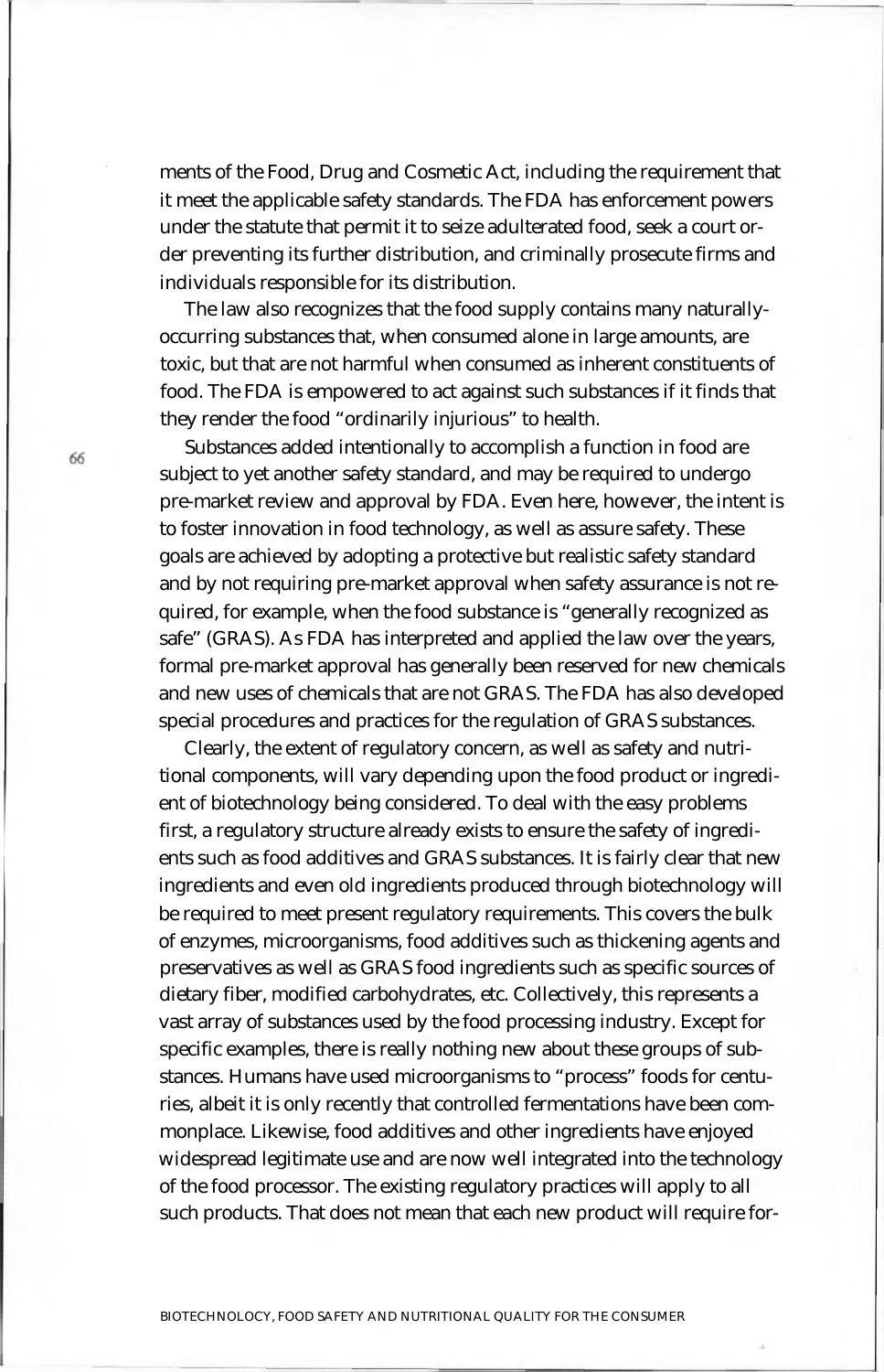ments of the Food, Drug and Cosmetic Act, including the requirement that it meet the applicable safety standards. The FDA has enforcement powers under the statute that permit it to seize adulterated food, seek a court order preventing its further distribution, and criminally prosecute firms and individuals responsible for its distribution.

The law also recognizes that the food supply contains many naturally-occurring substances that, when consumed alone in large amounts, are toxic, but that are not harmful when consumed as inherent constituents of food. The FDA is empowered to act against such substances if it finds that they render the food "ordinarily injurious" to health.

Substances added intentionally to accomplish a function in food are subject to yet another safety standard, and may be required to undergo pre-market review and approval by FDA. Even here, however, the intent is to foster innovation in food technology, as well as assure safety. These goals are achieved by adopting a protective but realistic safety standard and by not requiring pre-market approval when safety assurance is not required, for example, when the food substance is "generally recognized as safe" (GRAS). As FDA has interpreted and applied the law over the years, formal pre-market approval has generally been reserved for new chemicals and new uses of chemicals that are not GRAS. The FDA has also developed special procedures and practices for the regulation of GRAS substances.

Clearly, the extent of regulatory concern, as well as safety and nutritional components, will vary depending upon the food product or ingredient of biotechnology being considered. To deal with the easy problems first, a regulatory structure already exists to ensure the safety of ingredients such as food additives and GRAS substances. It is fairly clear that new ingredients and even old ingredients produced through biotechnology will be required to meet present regulatory requirements. This covers the bulk of enzymes, microorganisms, food additives such as thickening agents and preservatives as well as GRAS food ingredients such as specific sources of dietary fiber, modified carbohydrates, etc. Collectively, this represents a vast array of substances used by the food processing industry. Except for specific examples, there is really nothing new about these groups of substances. Humans have used microorganisms to "process" foods for centuries, albeit it is only recently that controlled fermentations have been commonplace. Likewise, food additives and other ingredients have enjoyed widespread legitimate use and are now well integrated into the technology of the food processor. The existing regulatory practices will apply to all such products. That does not mean that each new product will require for-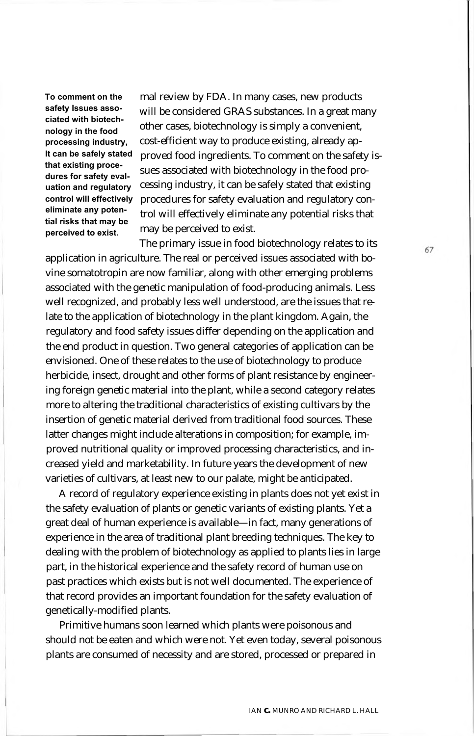mal review by FDA. In many cases, new products will be considered GRAS substances. In a great many other cases, biotechnology is simply a convenient, cost-efficient way to produce existing, already approved food ingredients. To comment on the safety issues associated with biotechnology in the food processing industry, it can be safely stated that existing procedures for safety evaluation and regulatory control will effectively eliminate any potential risks that may be perceived to exist.

> **To comment on the safety Issues associated with biotechnology in the food processing industry, It can be safely stated that existing procedures for safety evaluation and regulatory control will effectively eliminate any potential risks that may be perceived to exist.**

The primary issue in food biotechnology relates to its application in agriculture. The real or perceived issues associated with bovine somatotropin are now familiar, along with other emerging problems associated with the genetic manipulation of food-producing animals. Less well recognized, and probably less well understood, are the issues that relate to the application of biotechnology in the plant kingdom. Again, the regulatory and food safety issues differ depending on the application and the end product in question. Two general categories of application can be envisioned. One of these relates to the use of biotechnology to produce herbicide, insect, drought and other forms of plant resistance by engineering foreign genetic material into the plant, while a second category relates more to altering the traditional characteristics of existing cultivars by the insertion of genetic material derived from traditional food sources. These latter changes might include alterations in composition; for example, improved nutritional quality or improved processing characteristics, and increased yield and marketability. In future years the development of new varieties of cultivars, at least new to our palate, might be anticipated.

A record of regulatory experience existing in plants does not yet exist in the safety evaluation of plants or genetic variants of existing plants. Yet a great deal of human experience is available—in fact, many generations of experience in the area of traditional plant breeding techniques. The key to dealing with the problem of biotechnology as applied to plants lies in large part, in the historical experience and the safety record of human use on past practices which exists but is not well documented. The experience of that record provides an important foundation for the safety evaluation of genetically-modified plants.

Primitive humans soon learned which plants were poisonous and should not be eaten and which were not. Yet even today, several poisonous plants are consumed of necessity and are stored, processed or prepared in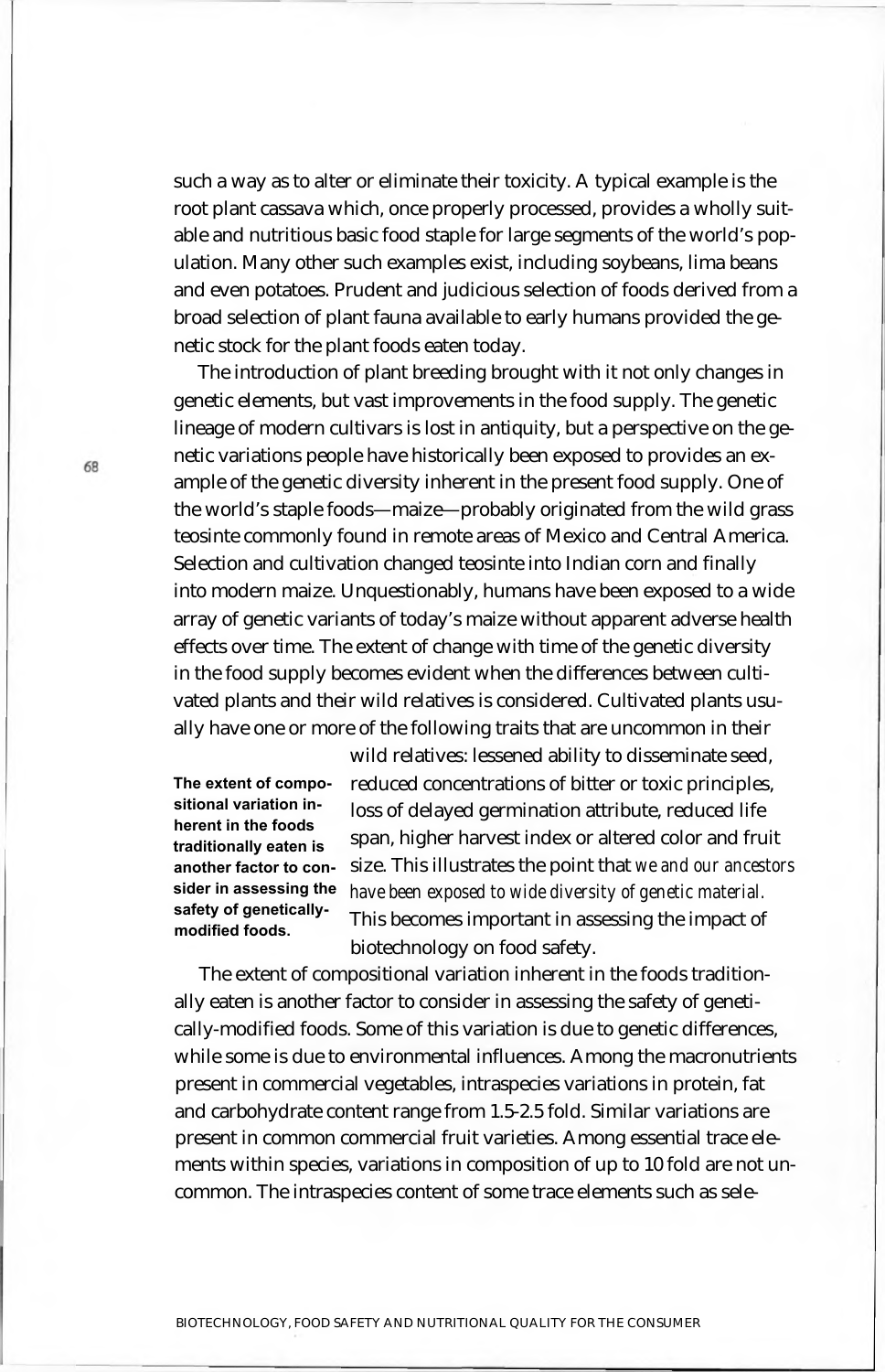such a way as to alter or eliminate their toxicity. A typical example is the root plant cassava which, once properly processed, provides a wholly suitable and nutritious basic food staple for large segments of the world's population. Many other such examples exist, including soybeans, lima beans and even potatoes. Prudent and judicious selection of foods derived from a broad selection of plant fauna available to early humans provided the genetic stock for the plant foods eaten today.

The introduction of plant breeding brought with it not only changes in genetic elements, but vast improvements in the food supply. The genetic lineage of modern cultivars is lost in antiquity, but a perspective on the genetic variations people have historically been exposed to provides an example of the genetic diversity inherent in the present food supply. One of the world's staple foods—maize—probably originated from the wild grass teosinte commonly found in remote areas of Mexico and Central America. Selection and cultivation changed teosinte into Indian corn and finally into modern maize. Unquestionably, humans have been exposed to a wide array of genetic variants of today's maize without apparent adverse health effects over time. The extent of change with time of the genetic diversity in the food supply becomes evident when the differences between cultivated plants and their wild relatives is considered. Cultivated plants usually have one or more of the following traits that are uncommon in their wild relatives: lessened ability to disseminate seed, reduced concentrations of bitter or toxic principles, loss of delayed germination attribute, reduced life span, higher harvest index or altered color and fruit size. This illustrates the point that *we and our ancestors have been exposed to wide diversity of genetic material.* This becomes important in assessing the impact of biotechnology on food safety.

**The extent of compositional variation inherent in the foods traditionally eaten is another factor to consider in assessing the safety of genetically-modified foods.**

The extent of compositional variation inherent in the foods traditionally eaten is another factor to consider in assessing the safety of genetically-modified foods. Some of this variation is due to genetic differences, while some is due to environmental influences. Among the macronutrients present in commercial vegetables, intraspecies variations in protein, fat and carbohydrate content range from 1.5-2.5 fold. Similar variations are present in common commercial fruit varieties. Among essential trace elements within species, variations in composition of up to 10 fold are not uncommon. The intraspecies content of some trace elements such as sele-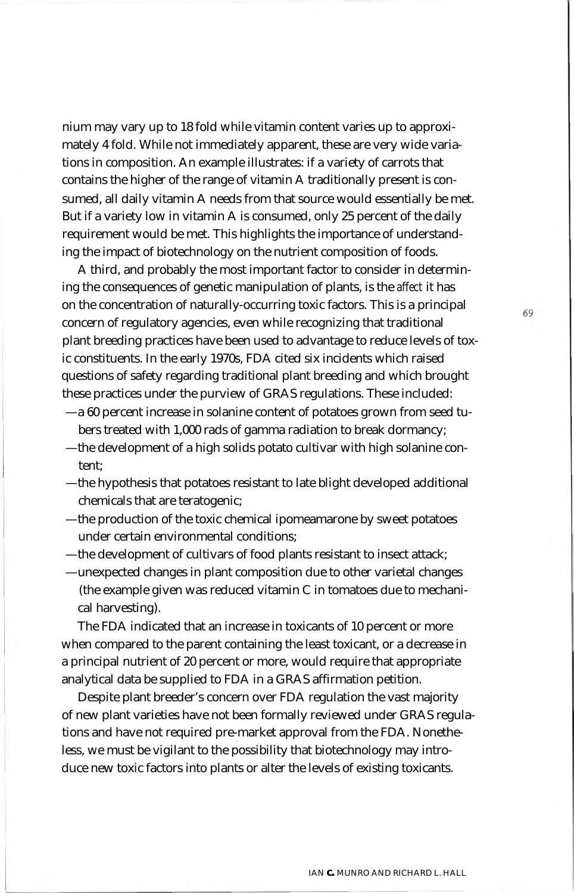nium may vary up to 18 fold while vitamin content varies up to approximately 4 fold. While not immediately apparent, these are very wide variations in composition. An example illustrates: if a variety of carrots that contains the higher of the range of vitamin A traditionally present is consumed, all daily vitamin A needs from that source would essentially be met. But if a variety low in vitamin A is consumed, only 25 percent of the daily requirement would be met. This highlights the importance of understanding the impact of biotechnology on the nutrient composition of foods.

A third, and probably the most important factor to consider in determining the consequences of genetic manipulation of plants, is the *affect* it has on the concentration of naturally-occurring toxic factors. This is a principal concern of regulatory agencies, even while recognizing that traditional plant breeding practices have been used to advantage to reduce levels of toxic constituents. In the early 1970s, FDA cited six incidents which raised questions of safety regarding traditional plant breeding and which brought these practices under the purview of GRAS regulations. These included:

—a 60 percent increase in solanine content of potatoes grown from seed tubers treated with 1,000 rads of gamma radiation to break dormancy;

—the development of a high solids potato cultivar with high solanine content;

—the hypothesis that potatoes resistant to late blight developed additional chemicals that are teratogenic;

—the production of the toxic chemical ipomeamarone by sweet potatoes under certain environmental conditions;

—the development of cultivars of food plants resistant to insect attack;

—unexpected changes in plant composition due to other varietal changes (the example given was reduced vitamin C in tomatoes due to mechanical harvesting).

The FDA indicated that an increase in toxicants of 10 percent or more when compared to the parent containing the least toxicant, or a decrease in a principal nutrient of 20 percent or more, would require that appropriate analytical data be supplied to FDA in a GRAS affirmation petition.

Despite plant breeder's concern over FDA regulation the vast majority of new plant varieties have not been formally reviewed under GRAS regulations and have not required pre-market approval from the FDA. Nonetheless, we must be vigilant to the possibility that biotechnology may introduce new toxic factors into plants or alter the levels of existing toxicants.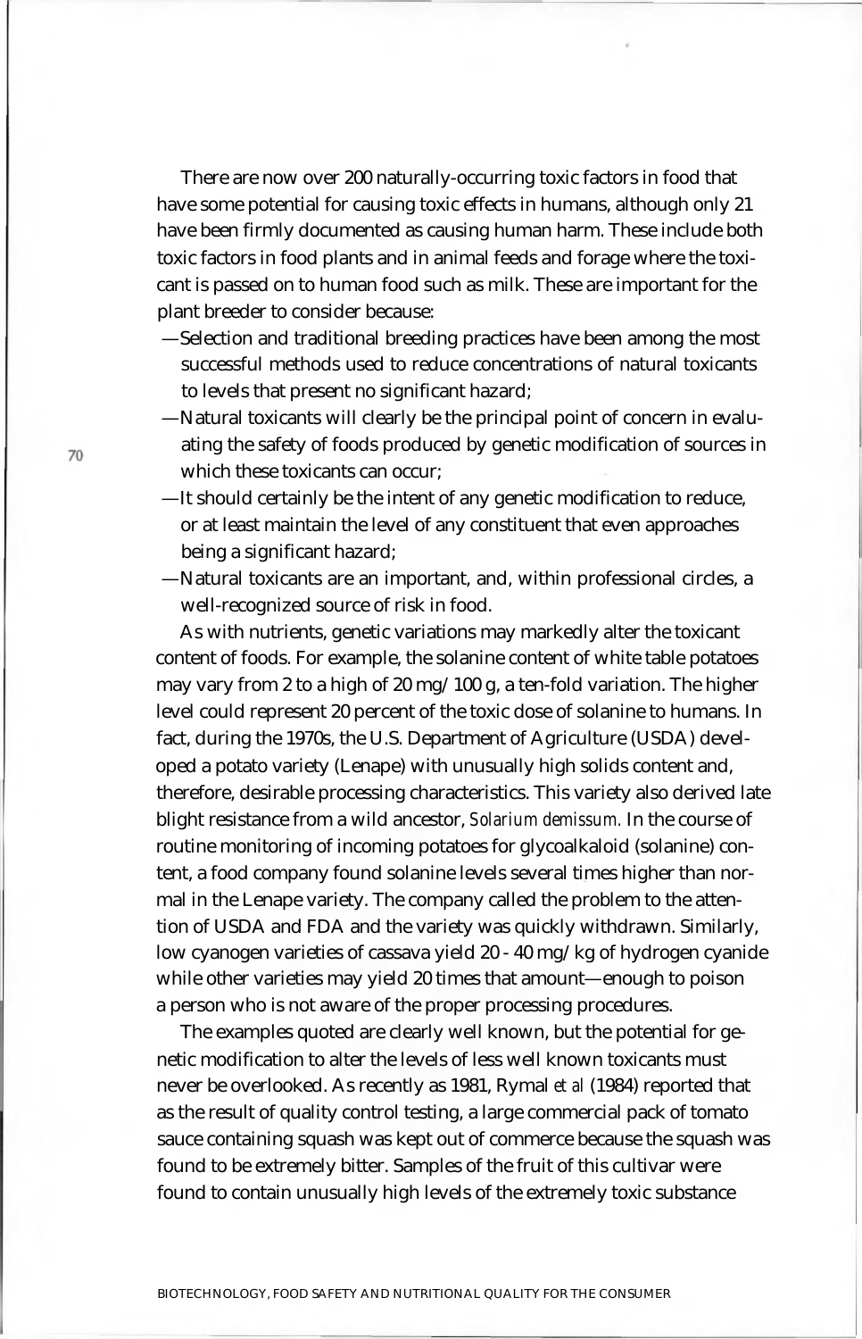There are now over 200 naturally-occurring toxic factors in food that have some potential for causing toxic effects in humans, although only 21 have been firmly documented as causing human harm. These include both toxic factors in food plants and in animal feeds and forage where the toxicant is passed on to human food such as milk. These are important for the plant breeder to consider because:

—Selection and traditional breeding practices have been among the most successful methods used to reduce concentrations of natural toxicants to levels that present no significant hazard;

—Natural toxicants will clearly be the principal point of concern in evaluating the safety of foods produced by genetic modification of sources in which these toxicants can occur;

—It should certainly be the intent of any genetic modification to reduce, or at least maintain the level of any constituent that even approaches being a significant hazard;

—Natural toxicants are an important, and, within professional circles, a well-recognized source of risk in food.

As with nutrients, genetic variations may markedly alter the toxicant content of foods. For example, the solanine content of white table potatoes may vary from 2 to a high of 20 mg/100 g, a ten-fold variation. The higher level could represent 20 percent of the toxic dose of solanine to humans. In fact, during the 1970s, the U.S. Department of Agriculture (USDA) developed a potato variety (Lenape) with unusually high solids content and, therefore, desirable processing characteristics. This variety also derived late blight resistance from a wild ancestor, *Solarium demissum*. In the course of routine monitoring of incoming potatoes for glycoalkaloid (solanine) content, a food company found solanine levels several times higher than normal in the Lenape variety. The company called the problem to the attention of USDA and FDA and the variety was quickly withdrawn. Similarly, low cyanogen varieties of cassava yield 20 - 40 mg/kg of hydrogen cyanide while other varieties may yield 20 times that amount—enough to poison a person who is not aware of the proper processing procedures.

The examples quoted are clearly well known, but the potential for genetic modification to alter the levels of less well known toxicants must never be overlooked. As recently as 1981, Rymal *et al* (1984) reported that as the result of quality control testing, a large commercial pack of tomato sauce containing squash was kept out of commerce because the squash was found to be extremely bitter. Samples of the fruit of this cultivar were found to contain unusually high levels of the extremely toxic substance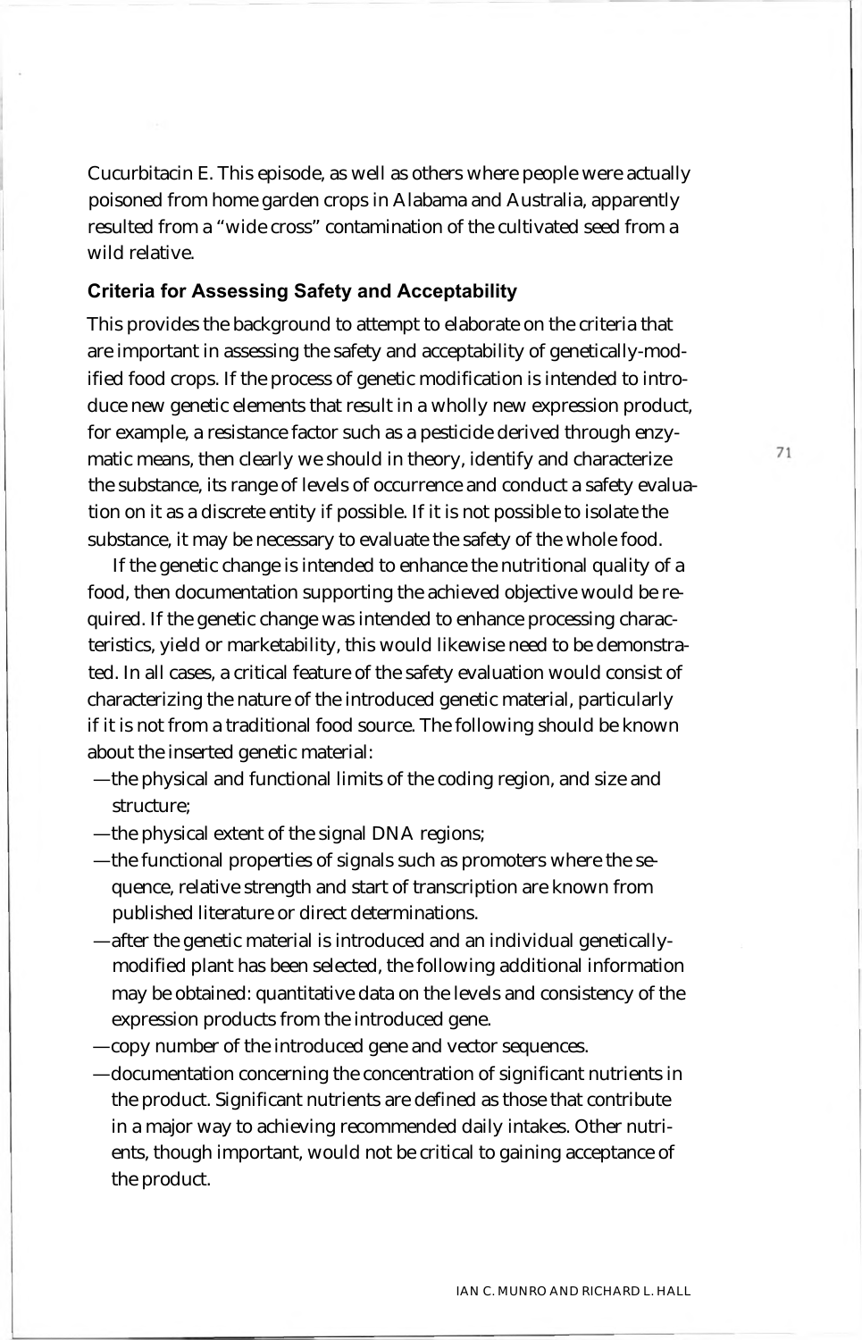Cucurbitacin E. This episode, as well as others where people were actually poisoned from home garden crops in Alabama and Australia, apparently resulted from a "wide cross" contamination of the cultivated seed from a wild relative.

### Criteria for Assessing Safety and Acceptability

This provides the background to attempt to elaborate on the criteria that are important in assessing the safety and acceptability of genetically-modified food crops. If the process of genetic modification is intended to introduce new genetic elements that result in a wholly new expression product, for example, a resistance factor such as a pesticide derived through enzymatic means, then clearly we should in theory, identify and characterize the substance, its range of levels of occurrence and conduct a safety evaluation on it as a discrete entity if possible. If it is not possible to isolate the substance, it may be necessary to evaluate the safety of the whole food.

If the genetic change is intended to enhance the nutritional quality of a food, then documentation supporting the achieved objective would be required. If the genetic change was intended to enhance processing characteristics, yield or marketability, this would likewise need to be demonstrated. In all cases, a critical feature of the safety evaluation would consist of characterizing the nature of the introduced genetic material, particularly if it is not from a traditional food source. The following should be known about the inserted genetic material:

- —the physical and functional limits of the coding region, and size and structure;
- —the physical extent of the signal DNA regions;
- —the functional properties of signals such as promoters where the sequence, relative strength and start of transcription are known from published literature or direct determinations.
- —after the genetic material is introduced and an individual genetically-modified plant has been selected, the following additional information may be obtained: quantitative data on the levels and consistency of the expression products from the introduced gene.
- —copy number of the introduced gene and vector sequences.
- —documentation concerning the concentration of significant nutrients in the product. Significant nutrients are defined as those that contribute in a major way to achieving recommended daily intakes. Other nutrients, though important, would not be critical to gaining acceptance of the product.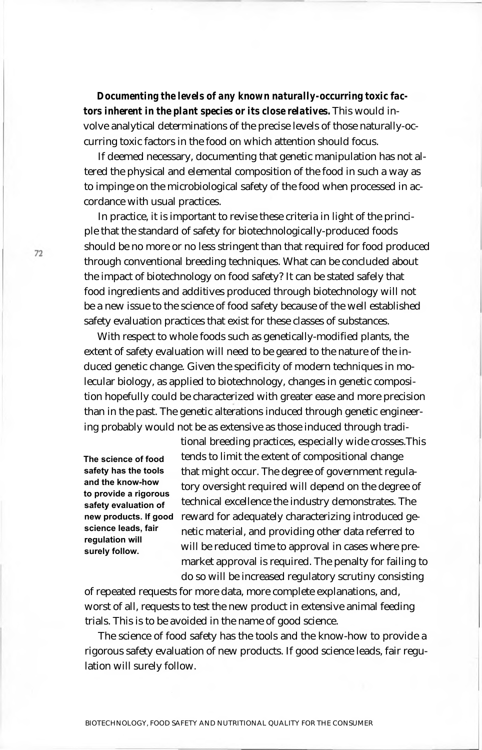***Documenting the levels of any known naturally-occurring toxic factors inherent in the plant species or its close relatives.*** This would involve analytical determinations of the precise levels of those naturally-occurring toxic factors in the food on which attention should focus.

If deemed necessary, documenting that genetic manipulation has not altered the physical and elemental composition of the food in such a way as to impinge on the microbiological safety of the food when processed in accordance with usual practices.

In practice, it is important to revise these criteria in light of the principle that the standard of safety for biotechnologically-produced foods should be no more or no less stringent than that required for food produced through conventional breeding techniques. What can be concluded about the impact of biotechnology on food safety? It can be stated safely that food ingredients and additives produced through biotechnology will not be a new issue to the science of food safety because of the well established safety evaluation practices that exist for these classes of substances.

With respect to whole foods such as genetically-modified plants, the extent of safety evaluation will need to be geared to the nature of the induced genetic change. Given the specificity of modern techniques in molecular biology, as applied to biotechnology, changes in genetic composition hopefully could be characterized with greater ease and more precision than in the past. The genetic alterations induced through genetic engineering probably would not be as extensive as those induced through traditional breeding practices, especially wide crosses.This tends to limit the extent of compositional change that might occur. The degree of government regulatory oversight required will depend on the degree of technical excellence the industry demonstrates. The reward for adequately characterizing introduced genetic material, and providing other data referred to will be reduced time to approval in cases where premarket approval is required. The penalty for failing to do so will be increased regulatory scrutiny consisting of repeated requests for more data, more complete explanations, and, worst of all, requests to test the new product in extensive animal feeding trials. This is to be avoided in the name of good science.

**The science of food safety has the tools and the know-how to provide a rigorous safety evaluation of new products. If good science leads, fair regulation will surely follow.**

The science of food safety has the tools and the know-how to provide a rigorous safety evaluation of new products. If good science leads, fair regulation will surely follow.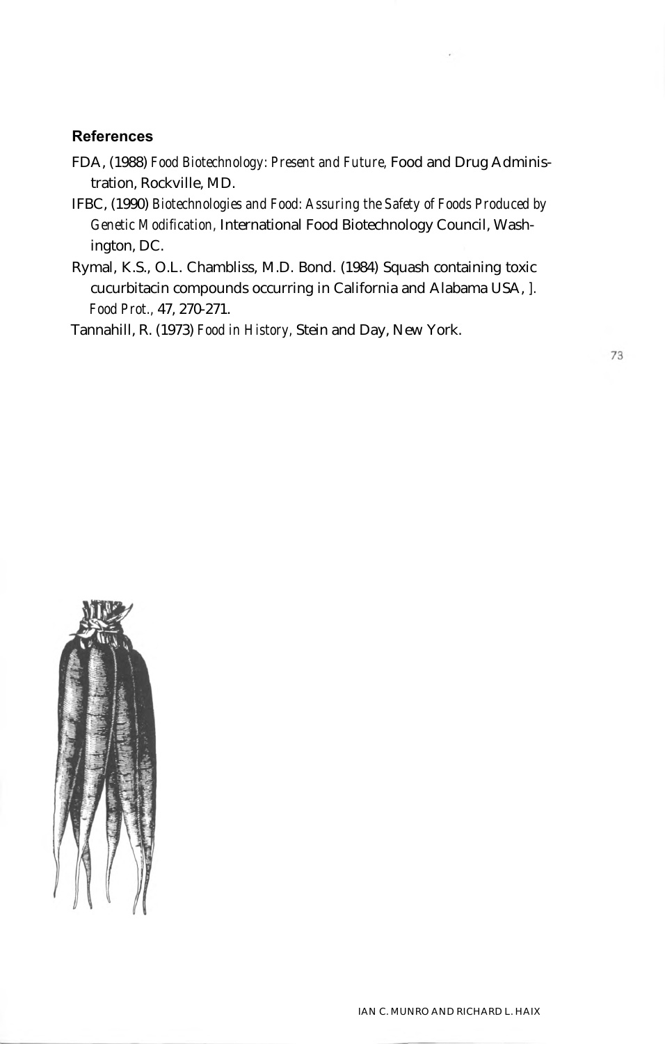## References

FDA, (1988) *Food Biotechnology: Present and Future,* Food and Drug Administration, Rockville, MD.

IFBC, (1990) *Biotechnologies and Food: Assuring the Safety of Foods Produced by Genetic Modification,* International Food Biotechnology Council, Washington, DC.

Rymal, K.S., O.L. Chambliss, M.D. Bond. (1984) Squash containing toxic cucurbitacin compounds occurring in California and Alabama USA, *J. Food Prot.,* 47, 270-271.

Tannahill, R. (1973) *Food in History,* Stein and Day, New York.